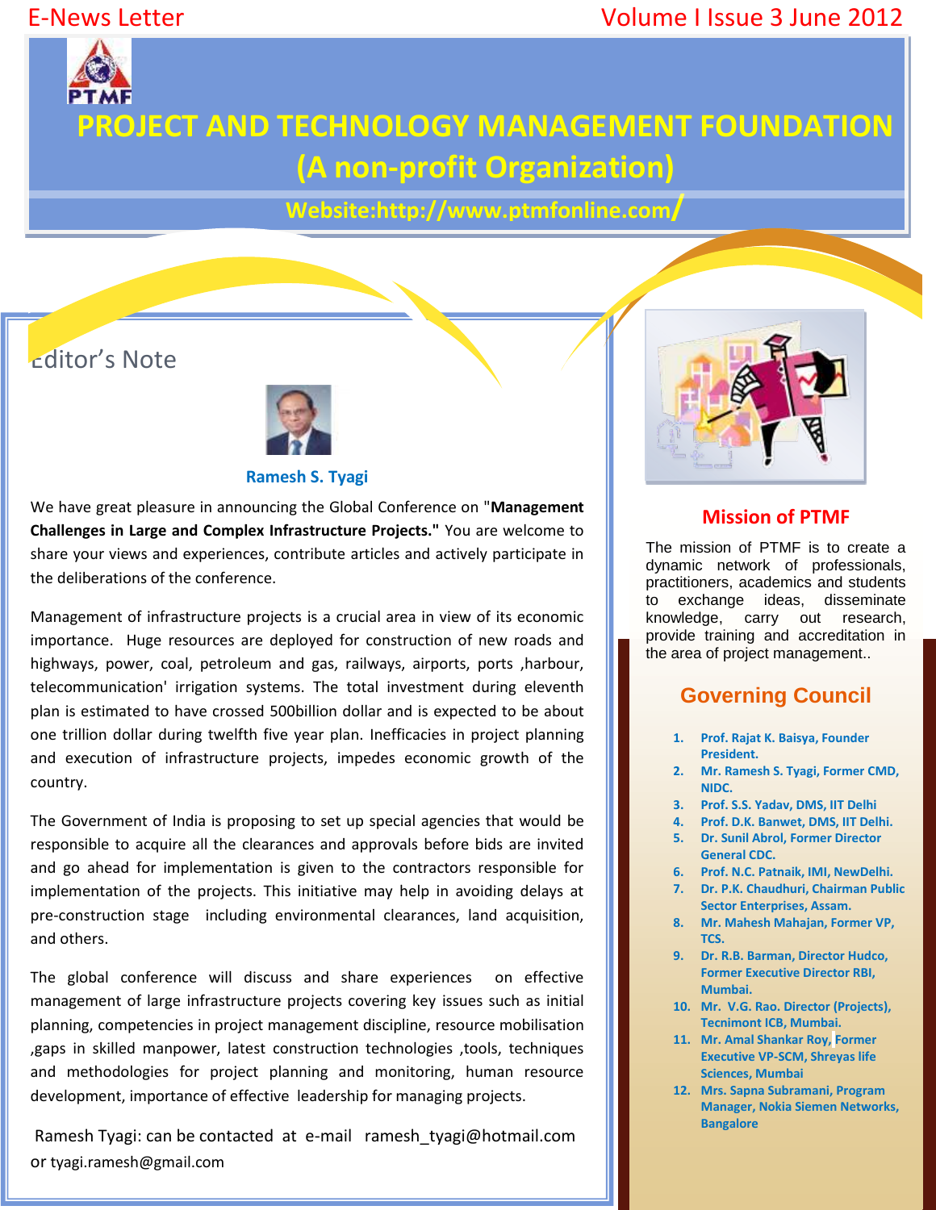E-News Letter

# PROJECT AND TECHNOLOGY MANAGEMENT FOUNDATION
## (A non-profit Organization)

**Website:http://www.ptmfonline.com/**

## Editor's Note

**Ramesh S. Tyagi**

We have great pleasure in announcing the Global Conference on "**Management Challenges in Large and Complex Infrastructure Projects."** You are welcome to share your views and experiences, contribute articles and actively participate in the deliberations of the conference.

Management of infrastructure projects is a crucial area in view of its economic importance. Huge resources are deployed for construction of new roads and highways, power, coal, petroleum and gas, railways, airports, ports ,harbour, telecommunication' irrigation systems. The total investment during eleventh plan is estimated to have crossed 500billion dollar and is expected to be about one trillion dollar during twelfth five year plan. Inefficacies in project planning and execution of infrastructure projects, impedes economic growth of the country.

The Government of India is proposing to set up special agencies that would be responsible to acquire all the clearances and approvals before bids are invited and go ahead for implementation is given to the contractors responsible for implementation of the projects. This initiative may help in avoiding delays at pre-construction stage including environmental clearances, land acquisition, and others.

The global conference will discuss and share experiences on effective management of large infrastructure projects covering key issues such as initial planning, competencies in project management discipline, resource mobilisation ,gaps in skilled manpower, latest construction technologies ,tools, techniques and methodologies for project planning and monitoring, human resource development, importance of effective leadership for managing projects.

Ramesh Tyagi: can be contacted at e-mail ramesh_tyagi@hotmail.com or tyagi.ramesh@gmail.com

## Mission of PTMF

The mission of PTMF is to create a dynamic network of professionals, practitioners, academics and students to exchange ideas, disseminate knowledge, carry out research, provide training and accreditation in the area of project management..

## Governing Council

1. **Prof. Rajat K. Baisya, Founder President.**
2. **Mr. Ramesh S. Tyagi, Former CMD, NIDC.**
3. **Prof. S.S. Yadav, DMS, IIT Delhi**
4. **Prof. D.K. Banwet, DMS, IIT Delhi.**
5. **Dr. Sunil Abrol, Former Director General CDC.**
6. **Prof. N.C. Patnaik, IMI, NewDelhi.**
7. **Dr. P.K. Chaudhuri, Chairman Public Sector Enterprises, Assam.**
8. **Mr. Mahesh Mahajan, Former VP, TCS.**
9. **Dr. R.B. Barman, Director Hudco, Former Executive Director RBI, Mumbai.**
10. **Mr. V.G. Rao. Director (Projects), Tecnimont ICB, Mumbai.**
11. **Mr. Amal Shankar Roy, Former Executive VP-SCM, Shreyas life Sciences, Mumbai**
12. **Mrs. Sapna Subramani, Program Manager, Nokia Siemen Networks, Bangalore**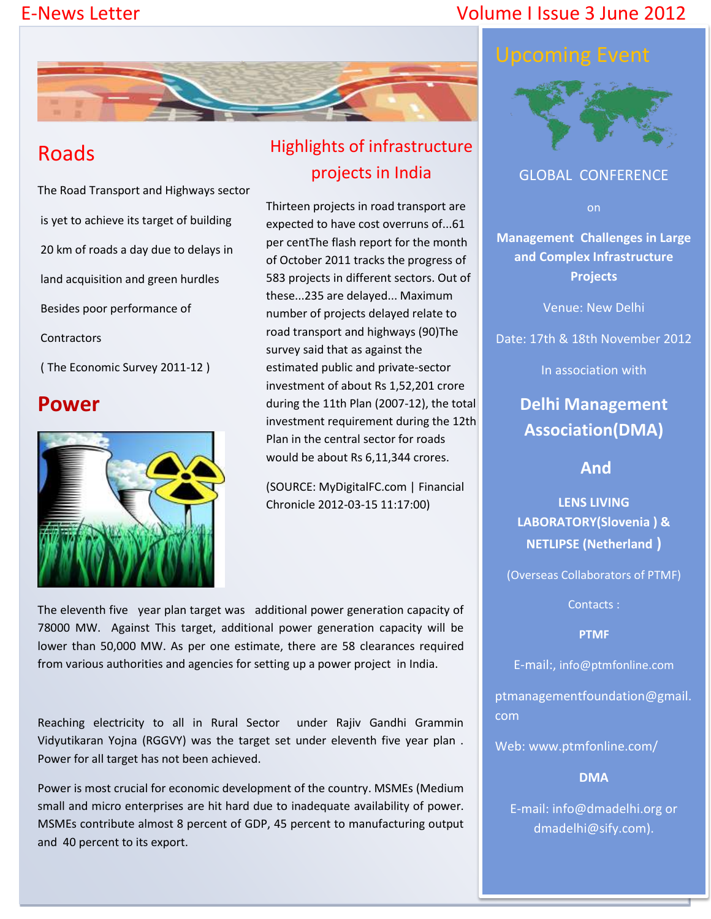## Roads

The Road Transport and Highways sector is yet to achieve its target of building 20 km of roads a day due to delays in land acquisition and green hurdles Besides poor performance of Contractors

( The Economic Survey 2011-12 )

## Highlights of infrastructure projects in India

Thirteen projects in road transport are expected to have cost overruns of...61 per centThe flash report for the month of October 2011 tracks the progress of 583 projects in different sectors. Out of these...235 are delayed... Maximum number of projects delayed relate to road transport and highways (90)The survey said that as against the estimated public and private-sector investment of about Rs 1,52,201 crore during the 11th Plan (2007-12), the total investment requirement during the 12th Plan in the central sector for roads would be about Rs 6,11,344 crores.

(SOURCE: MyDigitalFC.com | Financial Chronicle 2012-03-15 11:17:00)

## Power

The eleventh five year plan target was additional power generation capacity of 78000 MW. Against This target, additional power generation capacity will be lower than 50,000 MW. As per one estimate, there are 58 clearances required from various authorities and agencies for setting up a power project in India.

Reaching electricity to all in Rural Sector under Rajiv Gandhi Grammin Vidyutikaran Yojna (RGGVY) was the target set under eleventh five year plan . Power for all target has not been achieved.

Power is most crucial for economic development of the country. MSMEs (Medium small and micro enterprises are hit hard due to inadequate availability of power. MSMEs contribute almost 8 percent of GDP, 45 percent to manufacturing output and 40 percent to its export.

## Upcoming Event

GLOBAL CONFERENCE

on

**Management Challenges in Large and Complex Infrastructure Projects**

Venue: New Delhi

Date: 17th & 18th November 2012

In association with

**Delhi Management Association(DMA)**

**And**

**LENS LIVING LABORATORY(Slovenia ) & NETLIPSE (Netherland )**

(Overseas Collaborators of PTMF)

Contacts :

**PTMF**

E-mail:, info@ptmfonline.com

ptmanagementfoundation@gmail.com

Web: www.ptmfonline.com/

**DMA**

E-mail: info@dmadelhi.org or dmadelhi@sify.com).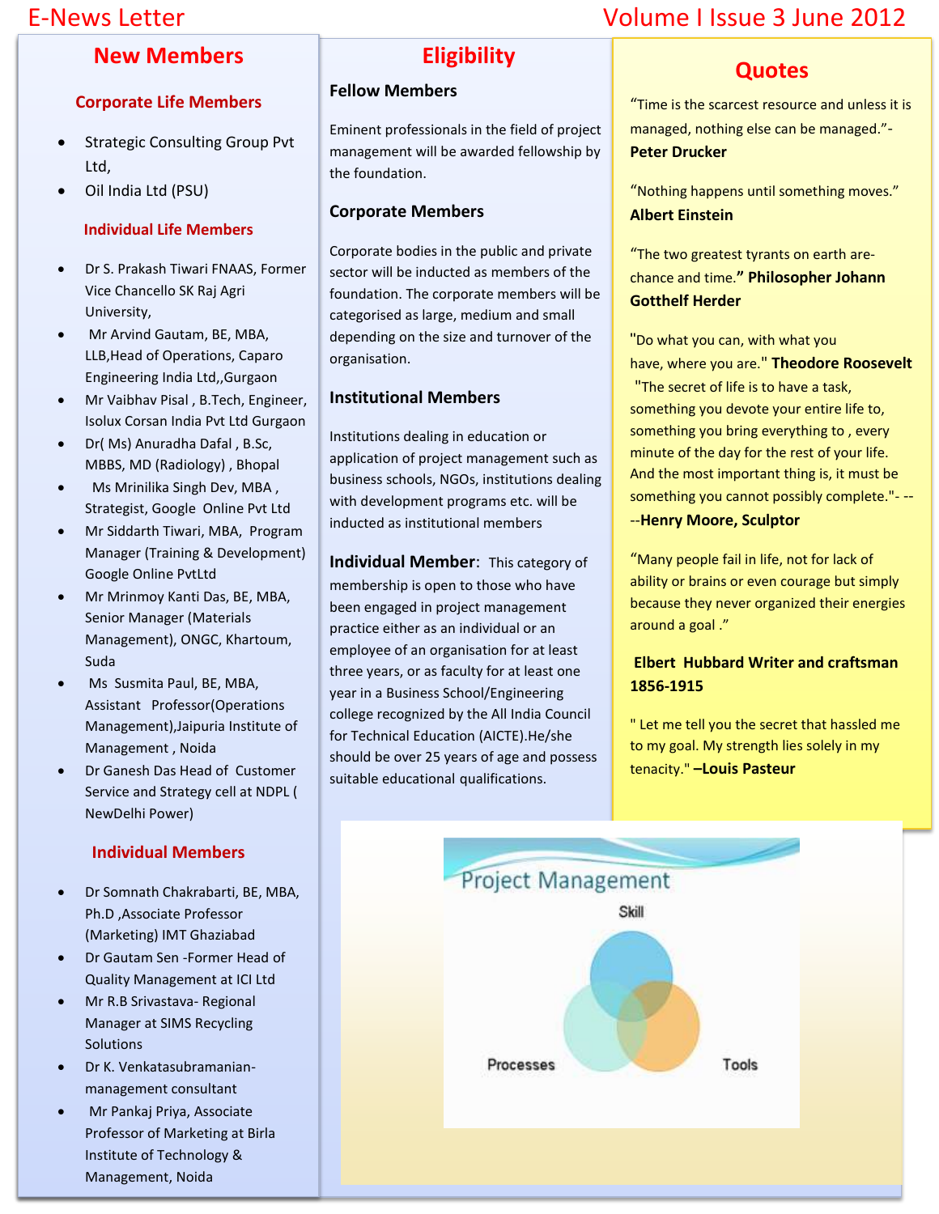## New Members

### Corporate Life Members

- Strategic Consulting Group Pvt Ltd,
- Oil India Ltd (PSU)

### Individual Life Members

- Dr S. Prakash Tiwari FNAAS, Former Vice Chancello SK Raj Agri University,
- Mr Arvind Gautam, BE, MBA, LLB,Head of Operations, Caparo Engineering India Ltd,,Gurgaon
- Mr Vaibhav Pisal , B.Tech, Engineer, Isolux Corsan India Pvt Ltd Gurgaon
- Dr( Ms) Anuradha Dafal , B.Sc, MBBS, MD (Radiology) , Bhopal
- Ms Mrinilika Singh Dev, MBA , Strategist, Google Online Pvt Ltd
- Mr Siddarth Tiwari, MBA, Program Manager (Training & Development) Google Online PvtLtd
- Mr Mrinmoy Kanti Das, BE, MBA, Senior Manager (Materials Management), ONGC, Khartoum, Suda
- Ms Susmita Paul, BE, MBA, Assistant Professor(Operations Management),Jaipuria Institute of Management , Noida
- Dr Ganesh Das Head of Customer Service and Strategy cell at NDPL ( NewDelhi Power)

### Individual Members

- Dr Somnath Chakrabarti, BE, MBA, Ph.D ,Associate Professor (Marketing) IMT Ghaziabad
- Dr Gautam Sen -Former Head of Quality Management at ICI Ltd
- Mr R.B Srivastava- Regional Manager at SIMS Recycling Solutions
- Dr K. Venkatasubramanian- management consultant
- Mr Pankaj Priya, Associate Professor of Marketing at Birla Institute of Technology & Management, Noida

## Eligibility

### Fellow Members

Eminent professionals in the field of project management will be awarded fellowship by the foundation.

### Corporate Members

Corporate bodies in the public and private sector will be inducted as members of the foundation. The corporate members will be categorised as large, medium and small depending on the size and turnover of the organisation.

### Institutional Members

Institutions dealing in education or application of project management such as business schools, NGOs, institutions dealing with development programs etc. will be inducted as institutional members

**Individual Member**: This category of membership is open to those who have been engaged in project management practice either as an individual or an employee of an organisation for at least three years, or as faculty for at least one year in a Business School/Engineering college recognized by the All India Council for Technical Education (AICTE).He/she should be over 25 years of age and possess suitable educational qualifications.

Project Management

Skill

Processes

Tools

## Quotes

"Time is the scarcest resource and unless it is managed, nothing else can be managed."- **Peter Drucker**

"Nothing happens until something moves." **Albert Einstein**

"The two greatest tyrants on earth are- chance and time.**" Philosopher Johann Gotthelf Herder**

"Do what you can, with what you have, where you are." **Theodore Roosevelt**

"The secret of life is to have a task, something you devote your entire life to, something you bring everything to , every minute of the day for the rest of your life. And the most important thing is, it must be something you cannot possibly complete."- ----**Henry Moore, Sculptor**

"Many people fail in life, not for lack of ability or brains or even courage but simply because they never organized their energies around a goal ."

**Elbert Hubbard Writer and craftsman 1856-1915**

" Let me tell you the secret that hassled me to my goal. My strength lies solely in my tenacity." **–Louis Pasteur**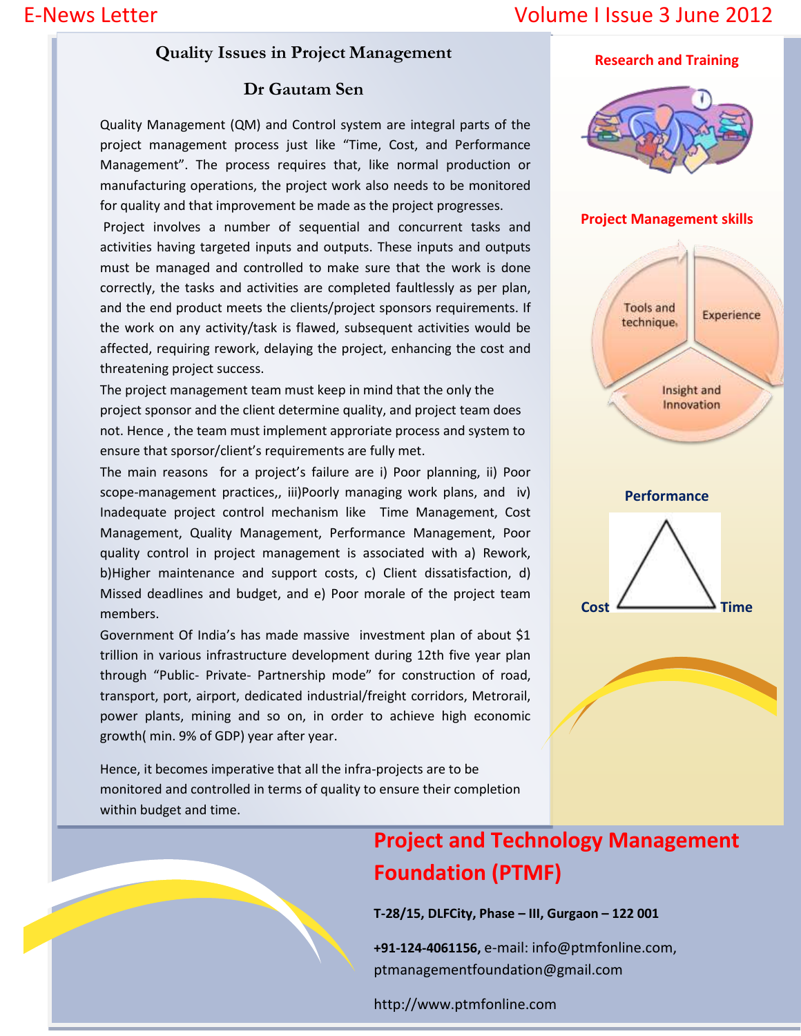# Quality Issues in Project Management

## Dr Gautam Sen

Quality Management (QM) and Control system are integral parts of the project management process just like "Time, Cost, and Performance Management". The process requires that, like normal production or manufacturing operations, the project work also needs to be monitored for quality and that improvement be made as the project progresses.

Project involves a number of sequential and concurrent tasks and activities having targeted inputs and outputs. These inputs and outputs must be managed and controlled to make sure that the work is done correctly, the tasks and activities are completed faultlessly as per plan, and the end product meets the clients/project sponsors requirements. If the work on any activity/task is flawed, subsequent activities would be affected, requiring rework, delaying the project, enhancing the cost and threatening project success.

The project management team must keep in mind that the only the project sponsor and the client determine quality, and project team does not. Hence , the team must implement approriate process and system to ensure that sporsor/client's requirements are fully met.

The main reasons for a project's failure are i) Poor planning, ii) Poor scope-management practices,, iii)Poorly managing work plans, and iv) Inadequate project control mechanism like Time Management, Cost Management, Quality Management, Performance Management, Poor quality control in project management is associated with a) Rework, b)Higher maintenance and support costs, c) Client dissatisfaction, d) Missed deadlines and budget, and e) Poor morale of the project team members.

Government Of India's has made massive investment plan of about $1 trillion in various infrastructure development during 12th five year plan through "Public- Private- Partnership mode" for construction of road, transport, port, airport, dedicated industrial/freight corridors, Metrorail, power plants, mining and so on, in order to achieve high economic growth( min. 9% of GDP) year after year.

Hence, it becomes imperative that all the infra-projects are to be monitored and controlled in terms of quality to ensure their completion within budget and time.

**Research and Training**

**Project Management skills**

Tools and technique

Experience

Insight and Innovation

**Performance**

**Cost**

**Time**

## Project and Technology Management Foundation (PTMF)

**T-28/15, DLFCity, Phase – III, Gurgaon – 122 001**

**+91-124-4061156,** e-mail: info@ptmfonline.com, ptmanagementfoundation@gmail.com

http://www.ptmfonline.com